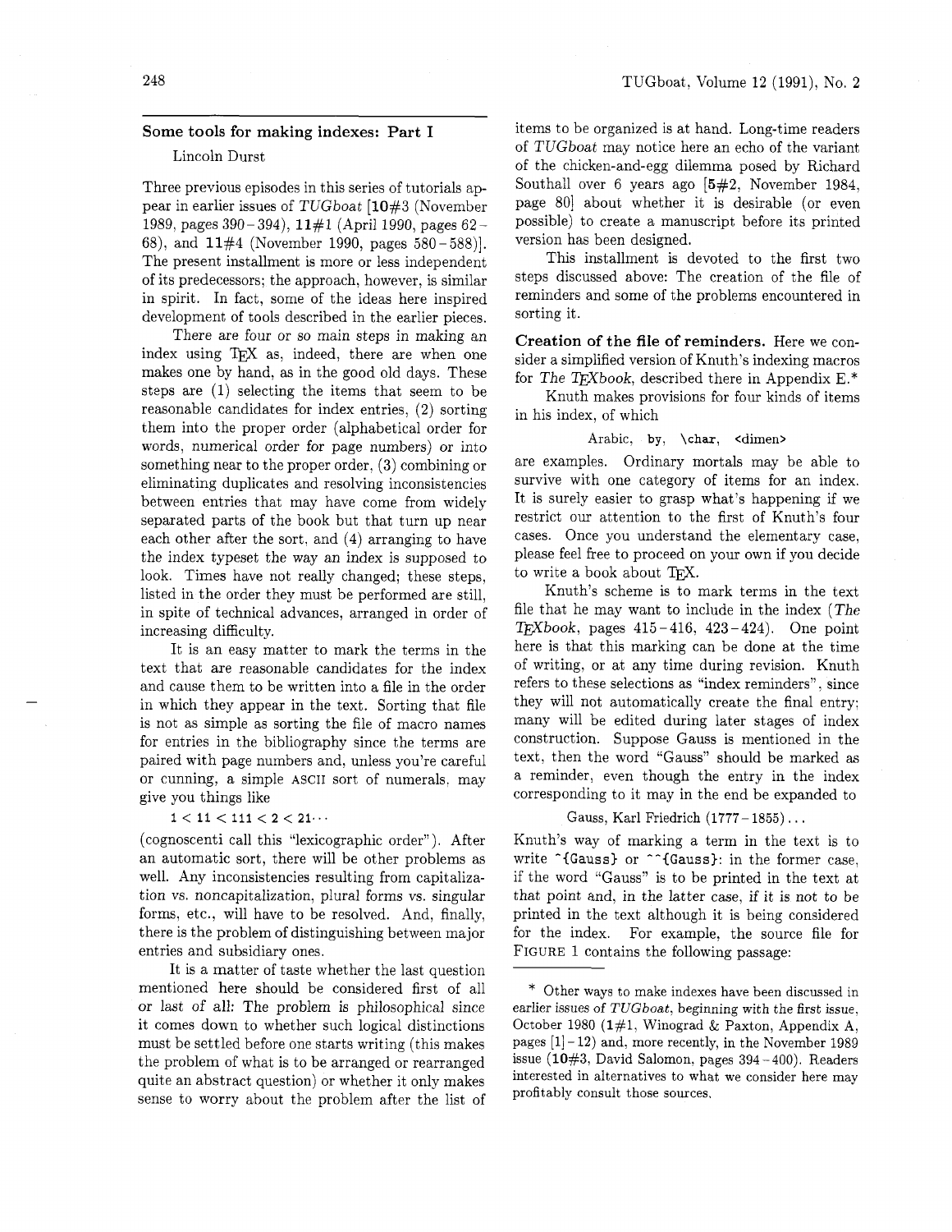## Some tools for making indexes: Part I

Lincoln Durst

Three previous episodes in this series of tutorials appear in earlier issues of *TUGboat* [**10**#3 (November 1989, pages 390–394), **11**#1 (April 1990, pages 62–68), and **11**#4 (November 1990, pages 580–588)]. The present installment is more or less independent of its predecessors; the approach, however, is similar in spirit. In fact, some of the ideas here inspired development of tools described in the earlier pieces.

There are four or so main steps in making an index using TeX as, indeed, there are when one makes one by hand, as in the good old days. These steps are (1) selecting the items that seem to be reasonable candidates for index entries, (2) sorting them into the proper order (alphabetical order for words, numerical order for page numbers) or into something near to the proper order, (3) combining or eliminating duplicates and resolving inconsistencies between entries that may have come from widely separated parts of the book but that turn up near each other after the sort, and (4) arranging to have the index typeset the way an index is supposed to look. Times have not really changed; these steps, listed in the order they must be performed are still, in spite of technical advances, arranged in order of increasing difficulty.

It is an easy matter to mark the terms in the text that are reasonable candidates for the index and cause them to be written into a file in the order in which they appear in the text. Sorting that file is not as simple as sorting the file of macro names for entries in the bibliography since the terms are paired with page numbers and, unless you're careful or cunning, a simple ASCII sort of numerals, may give you things like

$1 < 11 < 111 < 2 < 21 \cdots$

(cognoscenti call this "lexicographic order"). After an automatic sort, there will be other problems as well. Any inconsistencies resulting from capitalization vs. noncapitalization, plural forms vs. singular forms, etc., will have to be resolved. And, finally, there is the problem of distinguishing between major entries and subsidiary ones.

It is a matter of taste whether the last question mentioned here should be considered first of all or last of all: The problem is philosophical since it comes down to whether such logical distinctions must be settled before one starts writing (this makes the problem of what is to be arranged or rearranged quite an abstract question) or whether it only makes sense to worry about the problem after the list of items to be organized is at hand. Long-time readers of *TUGboat* may notice here an echo of the variant of the chicken-and-egg dilemma posed by Richard Southall over 6 years ago [**5**#2, November 1984, page 80] about whether it is desirable (or even possible) to create a manuscript before its printed version has been designed.

This installment is devoted to the first two steps discussed above: The creation of the file of reminders and some of the problems encountered in sorting it.

**Creation of the file of reminders.** Here we consider a simplified version of Knuth's indexing macros for *The TeXbook*, described there in Appendix E.*

Knuth makes provisions for four kinds of items in his index, of which

Arabic, `by`, `\char`, `<dimen>`

are examples. Ordinary mortals may be able to survive with one category of items for an index. It is surely easier to grasp what's happening if we restrict our attention to the first of Knuth's four cases. Once you understand the elementary case, please feel free to proceed on your own if you decide to write a book about TeX.

Knuth's scheme is to mark terms in the text file that he may want to include in the index (*The TeXbook*, pages 415–416, 423–424). One point here is that this marking can be done at the time of writing, or at any time during revision. Knuth refers to these selections as "index reminders", since they will not automatically create the final entry; many will be edited during later stages of index construction. Suppose Gauss is mentioned in the text, then the word "Gauss" should be marked as a reminder, even though the entry in the index corresponding to it may in the end be expanded to

Gauss, Karl Friedrich (1777–1855)...

Knuth's way of marking a term in the text is to write `^{Gauss}` or `^^{Gauss}`: in the former case, if the word "Gauss" is to be printed in the text at that point and, in the latter case, if it is not to be printed in the text although it is being considered for the index. For example, the source file for FIGURE 1 contains the following passage:

---

\* Other ways to make indexes have been discussed in earlier issues of *TUGboat*, beginning with the first issue, October 1980 (**1**#1, Winograd & Paxton, Appendix A, pages [1]–12) and, more recently, in the November 1989 issue (**10**#3, David Salomon, pages 394–400). Readers interested in alternatives to what we consider here may profitably consult those sources.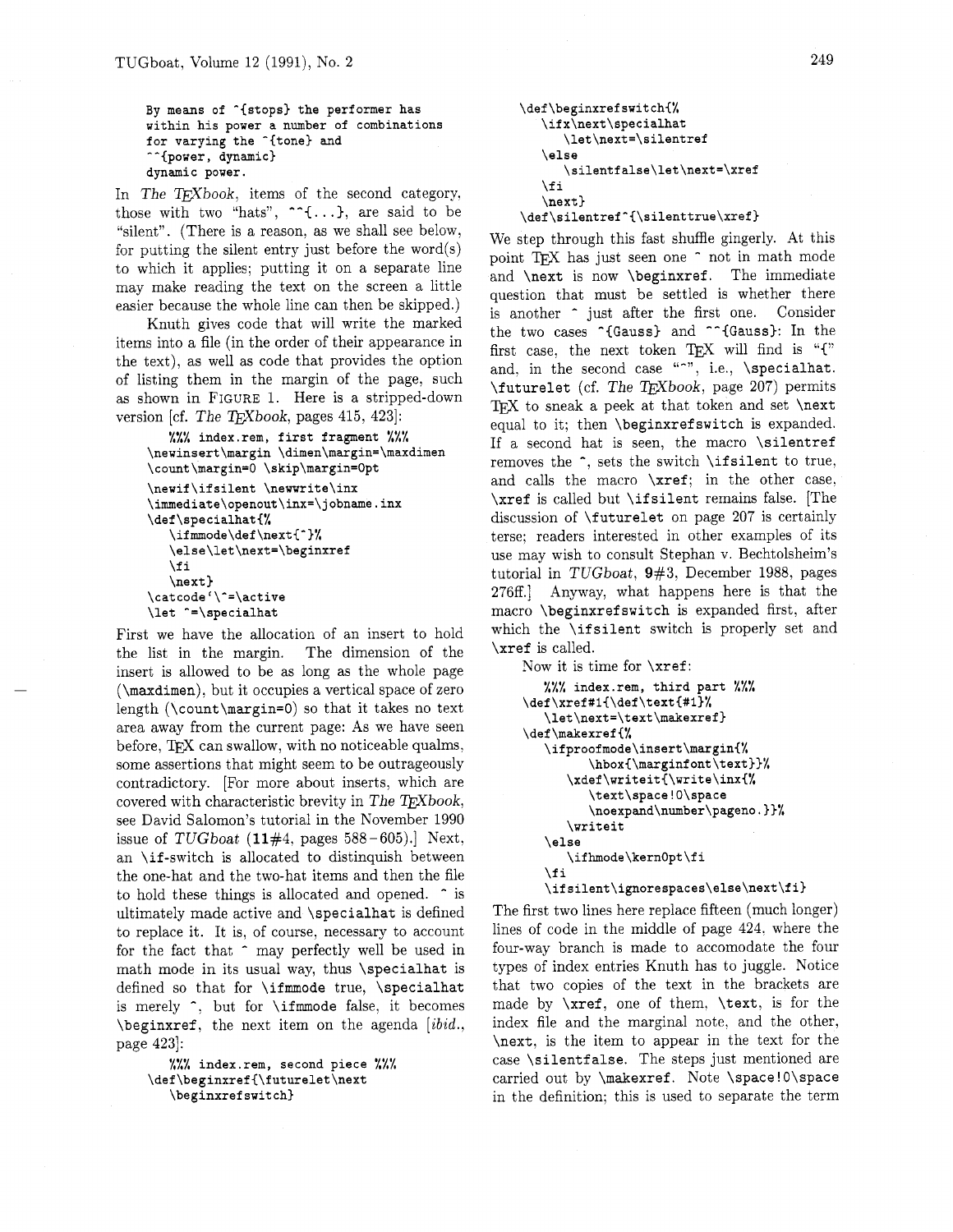```
By means of ^{stops} the performer has
within his power a number of combinations
for varying the ^{tone} and
^^{power, dynamic}
dynamic power.
```

In *The TEXbook*, items of the second category, those with two "hats", `^^{...}`, are said to be "silent". (There is a reason, as we shall see below, for putting the silent entry just before the word(s) to which it applies; putting it on a separate line may make reading the text on the screen a little easier because the whole line can then be skipped.)

Knuth gives code that will write the marked items into a file (in the order of their appearance in the text), as well as code that provides the option of listing them in the margin of the page, such as shown in FIGURE 1. Here is a stripped-down version [cf. *The TEXbook*, pages 415, 423]:

```
%%% index.rem, first fragment %%%
\newinsert\margin \dimen\margin=\maxdimen
\count\margin=0 \skip\margin=0pt
\newif\ifsilent \newwrite\inx
\immediate\openout\inx=\jobname.inx
\def\specialhat{%
   \ifmmode\def\next{^}%
   \else\let\next=\beginxref
   \fi
   \next}
\catcode`\^=\active
\let ^=\specialhat
```

First we have the allocation of an insert to hold the list in the margin. The dimension of the insert is allowed to be as long as the whole page (`\maxdimen`), but it occupies a vertical space of zero length (`\count\margin=0`) so that it takes no text area away from the current page: As we have seen before, TEX can swallow, with no noticeable qualms, some assertions that might seem to be outrageously contradictory. [For more about inserts, which are covered with characteristic brevity in *The TEXbook*, see David Salomon's tutorial in the November 1990 issue of *TUGboat* (**11**#4, pages 588 – 605).] Next, an `\if`-switch is allocated to distinquish between the one-hat and the two-hat items and then the file to hold these things is allocated and opened. `^` is ultimately made active and `\specialhat` is defined to replace it. It is, of course, necessary to account for the fact that `^` may perfectly well be used in math mode in its usual way, thus `\specialhat` is defined so that for `\ifmmode` true, `\specialhat` is merely `^`, but for `\ifmmode` false, it becomes `\beginxref`, the next item on the agenda [*ibid.*, page 423]:

```
%%% index.rem, second piece %%%
\def\beginxref{\futurelet\next
   \beginxrefswitch}
\def\beginxrefswitch{%
   \ifx\next\specialhat
      \let\next=\silentref
   \else
      \silentfalse\let\next=\xref
   \fi
   \next}
\def\silentref^{\silenttrue\xref}
```

We step through this fast shuffle gingerly. At this point TEX has just seen one `^` not in math mode and `\next` is now `\beginxref`. The immediate question that must be settled is whether there is another `^` just after the first one. Consider the two cases `^{Gauss}` and `^^{Gauss}`: In the first case, the next token TEX will find is "`{`" and, in the second case "`^`", i.e., `\specialhat`. `\futurelet` (cf. *The TEXbook*, page 207) permits TEX to sneak a peek at that token and set `\next` equal to it; then `\beginxrefswitch` is expanded. If a second hat is seen, the macro `\silentref` removes the `^`, sets the switch `\ifsilent` to true, and calls the macro `\xref`; in the other case, `\xref` is called but `\ifsilent` remains false. [The discussion of `\futurelet` on page 207 is certainly terse; readers interested in other examples of its use may wish to consult Stephan v. Bechtolsheim's tutorial in *TUGboat*, **9**#3, December 1988, pages 276ff.] Anyway, what happens here is that the macro `\beginxrefswitch` is expanded first, after which the `\ifsilent` switch is properly set and `\xref` is called.

Now it is time for `\xref`:

```
%%% index.rem, third part %%%
\def\xref#1{\def\text{#1}%
   \let\next=\text\makexref}
\def\makexref{%
   \ifproofmode\insert\margin{%
         \hbox{\marginfont\text}}%
      \xdef\writeit{\write\inx{%
         \text\space!0\space
         \noexpand\number\pageno.}}%
      \writeit
   \else
      \ifhmode\kern0pt\fi
   \fi
   \ifsilent\ignorespaces\else\next\fi}
```

The first two lines here replace fifteen (much longer) lines of code in the middle of page 424, where the four-way branch is made to accomodate the four types of index entries Knuth has to juggle. Notice that two copies of the text in the brackets are made by `\xref`, one of them, `\text`, is for the index file and the marginal note, and the other, `\next`, is the item to appear in the text for the case `\silentfalse`. The steps just mentioned are carried out by `\makexref`. Note `\space!0\space` in the definition; this is used to separate the term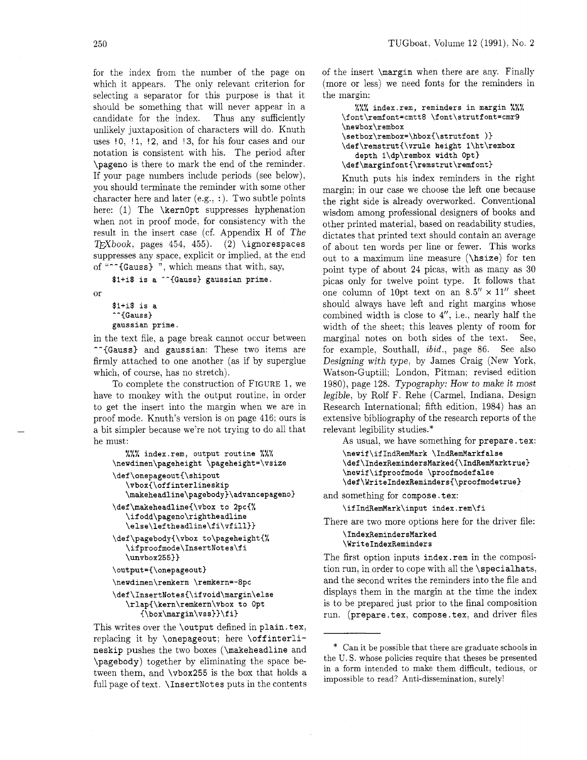for the index from the number of the page on which it appears. The only relevant criterion for selecting a separator for this purpose is that it should be something that will never appear in a candidate for the index. Thus any sufficiently unlikely juxtaposition of characters will do. Knuth uses `!0`, `!1`, `!2`, and `!3`, for his four cases and our notation is consistent with his. The period after `\pageno` is there to mark the end of the reminder. If your page numbers include periods (see below), you should terminate the reminder with some other character here and later (e.g., `:`). Two subtle points here: (1) The `\kern0pt` suppresses hyphenation when not in proof mode, for consistency with the result in the insert case (cf. Appendix H of *The TEXbook*, pages 454, 455). (2) `\ignorespaces` suppresses any space, explicit or implied, at the end of "`^^{Gauss} `", which means that with, say,

```
$1+i$ is a ^^{Gauss} gaussian prime.
```

or

```
$1+i$ is a
^^{Gauss}
gaussian prime.
```

in the text file, a page break cannot occur between `^^{Gauss}` and `gaussian`: These two items are firmly attached to one another (as if by superglue which, of course, has no stretch).

To complete the construction of FIGURE 1, we have to monkey with the output routine, in order to get the insert into the margin when we are in proof mode. Knuth's version is on page 416; ours is a bit simpler because we're not trying to do all that he must:

```
%%% index.rem, output routine %%%
\newdimen\pageheight \pageheight=\vsize
\def\onepageout{\shipout
   \vbox{\offinterlineskip
   \makeheadline\pagebody}\advancepageno}
\def\makeheadline{\vbox to 2pc{%
   \ifodd\pageno\rightheadline
   \else\leftheadline\fi\vfill}}
\def\pagebody{\vbox to\pageheight{%
   \ifproofmode\InsertNotes\fi
   \unvbox255}}
\output={\onepageout}
\newdimen\remkern \remkern=-8pc
\def\InsertNotes{\ifvoid\margin\else
   \rlap{\kern\remkern\vbox to 0pt
      {\box\margin\vss}}\fi}
```

This writes over the `\output` defined in `plain.tex`, replacing it by `\onepageout`; here `\offinterlineskip` pushes the two boxes (`\makeheadline` and `\pagebody`) together by eliminating the space between them, and `\vbox255` is the box that holds a full page of text. `\InsertNotes` puts in the contents of the insert `\margin` when there are any. Finally (more or less) we need fonts for the reminders in the margin:

```
%%% index.rem, reminders in margin %%%
\font\remfont=cmtt8 \font\strutfont=cmr9
\newbox\rembox
\setbox\rembox=\hbox{\strutfont )}
\def\remstrut{\vrule height 1\ht\rembox
   depth 1\dp\rembox width 0pt}
\def\marginfont{\remstrut\remfont}
```

Knuth puts his index reminders in the right margin; in our case we choose the left one because the right side is already overworked. Conventional wisdom among professional designers of books and other printed material, based on readability studies, dictates that printed text should contain an average of about ten words per line or fewer. This works out to a maximum line measure (`\hsize`) for ten point type of about 24 picas, with as many as 30 picas only for twelve point type. It follows that one column of 10pt text on an 8.5″ × 11″ sheet should always have left and right margins whose combined width is close to 4″, i.e., nearly half the width of the sheet; this leaves plenty of room for marginal notes on both sides of the text. See, for example, Southall, *ibid.*, page 86. See also *Designing with type*, by James Craig (New York, Watson-Guptill; London, Pitman; revised edition 1980), page 128. *Typography: How to make it most legible*, by Rolf F. Rehe (Carmel, Indiana, Design Research International; fifth edition, 1984) has an extensive bibliography of the research reports of the relevant legibility studies.*

As usual, we have something for `prepare.tex`:

```
\newif\ifIndRemMark \IndRemMarkfalse
\def\IndexRemindersMarked{\IndRemMarktrue}
\newif\ifproofmode \proofmodefalse
\def\WriteIndexReminders{\proofmodetrue}
```

and something for `compose.tex`:

```
\ifIndRemMark\input index.rem\fi
```

There are two more options here for the driver file:

```
\IndexRemindersMarked
\WriteIndexReminders
```

The first option inputs `index.rem` in the composition run, in order to cope with all the `\specialhats`, and the second writes the reminders into the file and displays them in the margin at the time the index is to be prepared just prior to the final composition run. (`prepare.tex`, `compose.tex`, and driver files

---

* Can it be possible that there are graduate schools in the U. S. whose policies require that theses be presented in a form intended to make them difficult, tedious, or impossible to read? Anti-dissemination, surely!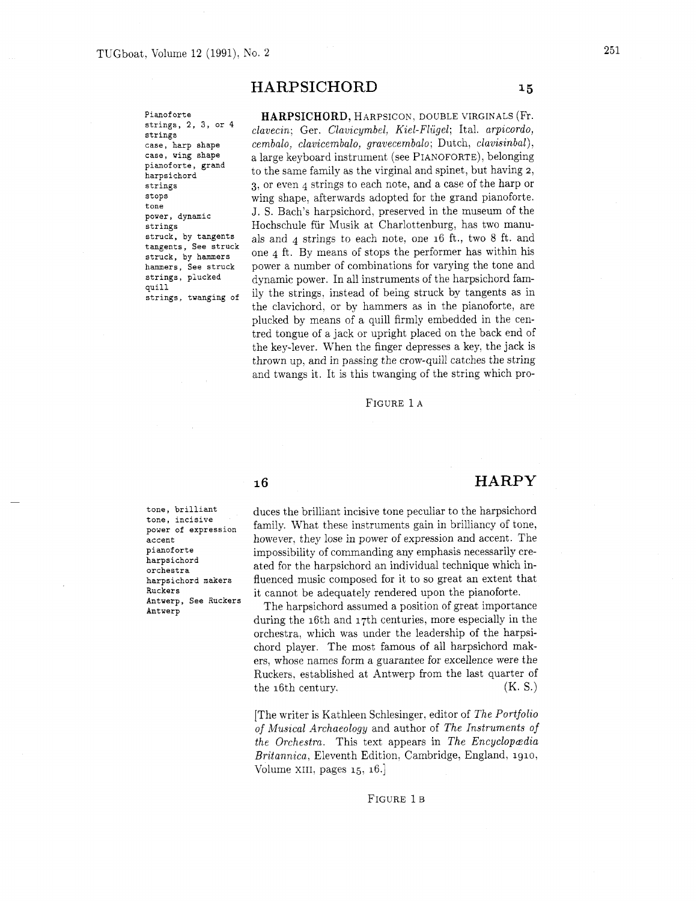## HARPSICHORD 15

Pianoforte
strings, 2, 3, or 4 strings
case, harp shape
case, wing shape
pianoforte, grand
harpsichord
strings
stops
tone
power, dynamic
strings
struck, by tangents
tangents, See struck
struck, by hammers
hammers, See struck
strings, plucked
quill
strings, twanging of

**HARPSICHORD,** HARPSICON, DOUBLE VIRGINALS (Fr. *clavecin*; Ger. *Clavicymbel, Kiel-Flügel*; Ital. *arpicordo, cembalo, clavicembalo, gravecembalo*; Dutch, *clavisinbal*), a large keyboard instrument (see PIANOFORTE), belonging to the same family as the virginal and spinet, but having 2, 3, or even 4 strings to each note, and a case of the harp or wing shape, afterwards adopted for the grand pianoforte. J. S. Bach's harpsichord, preserved in the museum of the Hochschule für Musik at Charlottenburg, has two manuals and 4 strings to each note, one 16 ft., two 8 ft. and one 4 ft. By means of stops the performer has within his power a number of combinations for varying the tone and dynamic power. In all instruments of the harpsichord family the strings, instead of being struck by tangents as in the clavichord, or by hammers as in the pianoforte, are plucked by means of a quill firmly embedded in the centred tongue of a jack or upright placed on the back end of the key-lever. When the finger depresses a key, the jack is thrown up, and in passing the crow-quill catches the string and twangs it. It is this twanging of the string which pro-

FIGURE 1 A

## 16 HARPY

tone, brilliant
tone, incisive
power of expression
accent
pianoforte
harpsichord
orchestra
harpsichord makers
Ruckers
Antwerp, See Ruckers
Antwerp

duces the brilliant incisive tone peculiar to the harpsichord family. What these instruments gain in brilliancy of tone, however, they lose in power of expression and accent. The impossibility of commanding any emphasis necessarily created for the harpsichord an individual technique which influenced music composed for it to so great an extent that it cannot be adequately rendered upon the pianoforte.

The harpsichord assumed a position of great importance during the 16th and 17th centuries, more especially in the orchestra, which was under the leadership of the harpsichord player. The most famous of all harpsichord makers, whose names form a guarantee for excellence were the Ruckers, established at Antwerp from the last quarter of the 16th century. (K. S.)

[The writer is Kathleen Schlesinger, editor of *The Portfolio of Musical Archaeology* and author of *The Instruments of the Orchestra*. This text appears in *The Encyclopædia Britannica*, Eleventh Edition, Cambridge, England, 1910, Volume XIII, pages 15, 16.]

FIGURE 1 B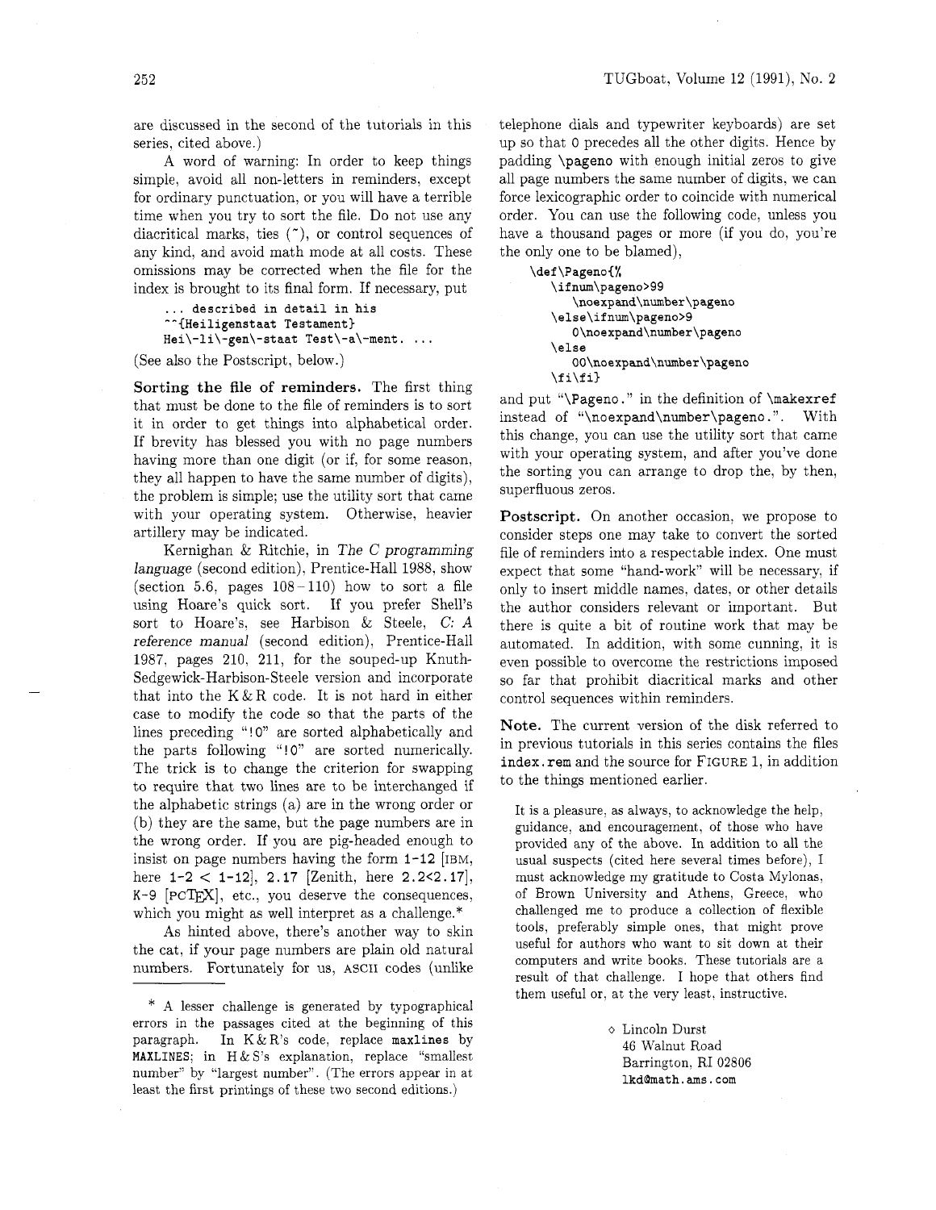are discussed in the second of the tutorials in this series, cited above.)

A word of warning: In order to keep things simple, avoid all non-letters in reminders, except for ordinary punctuation, or you will have a terrible time when you try to sort the file. Do not use any diacritical marks, ties (~), or control sequences of any kind, and avoid math mode at all costs. These omissions may be corrected when the file for the index is brought to its final form. If necessary, put

```
... described in detail in his
^^{Heiligenstaat Testament}
Hei\-li\-gen\-staat Test\-a\-ment. ...
```

(See also the Postscript, below.)

**Sorting the file of reminders.** The first thing that must be done to the file of reminders is to sort it in order to get things into alphabetical order. If brevity has blessed you with no page numbers having more than one digit (or if, for some reason, they all happen to have the same number of digits), the problem is simple; use the utility sort that came with your operating system. Otherwise, heavier artillery may be indicated.

Kernighan & Ritchie, in *The C programming language* (second edition), Prentice-Hall 1988, show (section 5.6, pages 108–110) how to sort a file using Hoare's quick sort. If you prefer Shell's sort to Hoare's, see Harbison & Steele, *C: A reference manual* (second edition), Prentice-Hall 1987, pages 210, 211, for the souped-up Knuth-Sedgewick-Harbison-Steele version and incorporate that into the K & R code. It is not hard in either case to modify the code so that the parts of the lines preceding "!0" are sorted alphabetically and the parts following "!0" are sorted numerically. The trick is to change the criterion for swapping to require that two lines are to be interchanged if the alphabetic strings (a) are in the wrong order or (b) they are the same, but the page numbers are in the wrong order. If you are pig-headed enough to insist on page numbers having the form 1-12 [IBM, here 1-2 < 1-12], 2.17 [Zenith, here 2.2<2.17], K-9 [PCTeX], etc., you deserve the consequences, which you might as well interpret as a challenge.*

As hinted above, there's another way to skin the cat, if your page numbers are plain old natural numbers. Fortunately for us, ASCII codes (unlike telephone dials and typewriter keyboards) are set up so that 0 precedes all the other digits. Hence by padding `\pageno` with enough initial zeros to give all page numbers the same number of digits, we can force lexicographic order to coincide with numerical order. You can use the following code, unless you have a thousand pages or more (if you do, you're the only one to be blamed),

```
\def\Pageno{%
   \ifnum\pageno>99
      \noexpand\number\pageno
   \else\ifnum\pageno>9
      0\noexpand\number\pageno
   \else
      00\noexpand\number\pageno
   \fi\fi}
```

and put "`\Pageno.`" in the definition of `\makexref` instead of "`\noexpand\number\pageno.`". With this change, you can use the utility sort that came with your operating system, and after you've done the sorting you can arrange to drop the, by then, superfluous zeros.

**Postscript.** On another occasion, we propose to consider steps one may take to convert the sorted file of reminders into a respectable index. One must expect that some "hand-work" will be necessary, if only to insert middle names, dates, or other details the author considers relevant or important. But there is quite a bit of routine work that may be automated. In addition, with some cunning, it is even possible to overcome the restrictions imposed so far that prohibit diacritical marks and other control sequences within reminders.

**Note.** The current version of the disk referred to in previous tutorials in this series contains the files `index.rem` and the source for FIGURE 1, in addition to the things mentioned earlier.

It is a pleasure, as always, to acknowledge the help, guidance, and encouragement, of those who have provided any of the above. In addition to all the usual suspects (cited here several times before), I must acknowledge my gratitude to Costa Mylonas, of Brown University and Athens, Greece, who challenged me to produce a collection of flexible tools, preferably simple ones, that might prove useful for authors who want to sit down at their computers and write books. These tutorials are a result of that challenge. I hope that others find them useful or, at the very least, instructive.

◇ Lincoln Durst
46 Walnut Road
Barrington, RI 02806
`lkd@math.ams.com`

---

* A lesser challenge is generated by typographical errors in the passages cited at the beginning of this paragraph. In K & R's code, replace `maxlines` by `MAXLINES`; in H & S's explanation, replace "smallest number" by "largest number". (The errors appear in at least the first printings of these two second editions.)